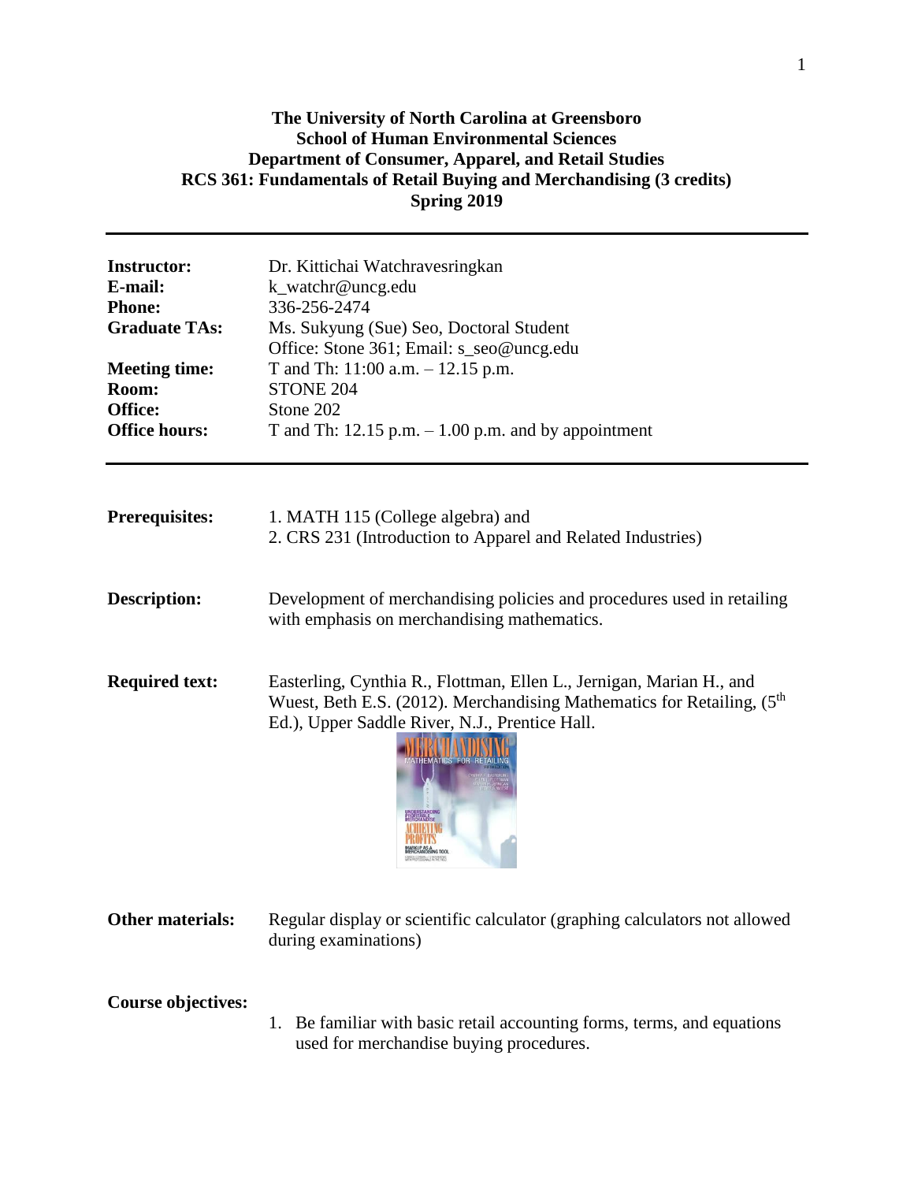**The University of North Carolina at Greensboro**
**School of Human Environmental Sciences**
**Department of Consumer, Apparel, and Retail Studies**
**RCS 361: Fundamentals of Retail Buying and Merchandising (3 credits)**
**Spring 2019**

---

| | |
|---|---|
| **Instructor:** | Dr. Kittichai Watchravesringkan |
| **E-mail:** | k_watchr@uncg.edu |
| **Phone:** | 336-256-2474 |
| **Graduate TAs:** | Ms. Sukyung (Sue) Seo, Doctoral Student<br>Office: Stone 361; Email: s_seo@uncg.edu |
| **Meeting time:** | T and Th: 11:00 a.m. – 12.15 p.m. |
| **Room:** | STONE 204 |
| **Office:** | Stone 202 |
| **Office hours:** | T and Th: 12.15 p.m. – 1.00 p.m. and by appointment |

---

**Prerequisites:**
1. MATH 115 (College algebra) and
2. CRS 231 (Introduction to Apparel and Related Industries)

**Description:** Development of merchandising policies and procedures used in retailing with emphasis on merchandising mathematics.

**Required text:** Easterling, Cynthia R., Flottman, Ellen L., Jernigan, Marian H., and Wuest, Beth E.S. (2012). Merchandising Mathematics for Retailing, (5th Ed.), Upper Saddle River, N.J., Prentice Hall.

**Other materials:** Regular display or scientific calculator (graphing calculators not allowed during examinations)

**Course objectives:**

1. Be familiar with basic retail accounting forms, terms, and equations used for merchandise buying procedures.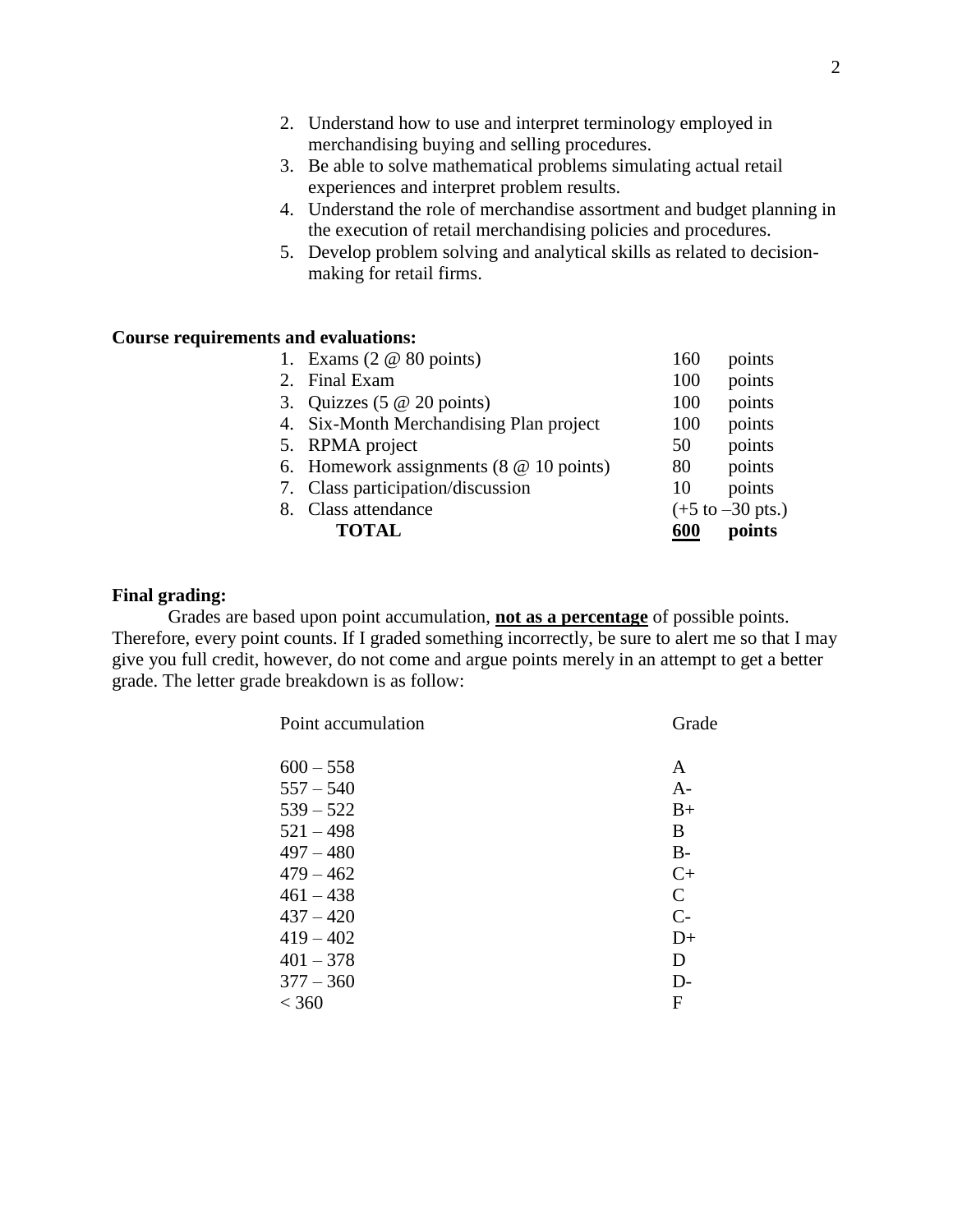2. Understand how to use and interpret terminology employed in merchandising buying and selling procedures.
3. Be able to solve mathematical problems simulating actual retail experiences and interpret problem results.
4. Understand the role of merchandise assortment and budget planning in the execution of retail merchandising policies and procedures.
5. Develop problem solving and analytical skills as related to decision-making for retail firms.

**Course requirements and evaluations:**

| | | |
|---|---|---|
| 1. Exams (2 @ 80 points) | 160 | points |
| 2. Final Exam | 100 | points |
| 3. Quizzes (5 @ 20 points) | 100 | points |
| 4. Six-Month Merchandising Plan project | 100 | points |
| 5. RPMA project | 50 | points |
| 6. Homework assignments (8 @ 10 points) | 80 | points |
| 7. Class participation/discussion | 10 | points |
| 8. Class attendance | (+5 to –30 pts.) | |
| **TOTAL** | **600** | **points** |

**Final grading:**

Grades are based upon point accumulation, **not as a percentage** of possible points. Therefore, every point counts. If I graded something incorrectly, be sure to alert me so that I may give you full credit, however, do not come and argue points merely in an attempt to get a better grade. The letter grade breakdown is as follow:

| Point accumulation | Grade |
|---|---|
| 600 – 558 | A |
| 557 – 540 | A- |
| 539 – 522 | B+ |
| 521 – 498 | B |
| 497 – 480 | B- |
| 479 – 462 | C+ |
| 461 – 438 | C |
| 437 – 420 | C- |
| 419 – 402 | D+ |
| 401 – 378 | D |
| 377 – 360 | D- |
| < 360 | F |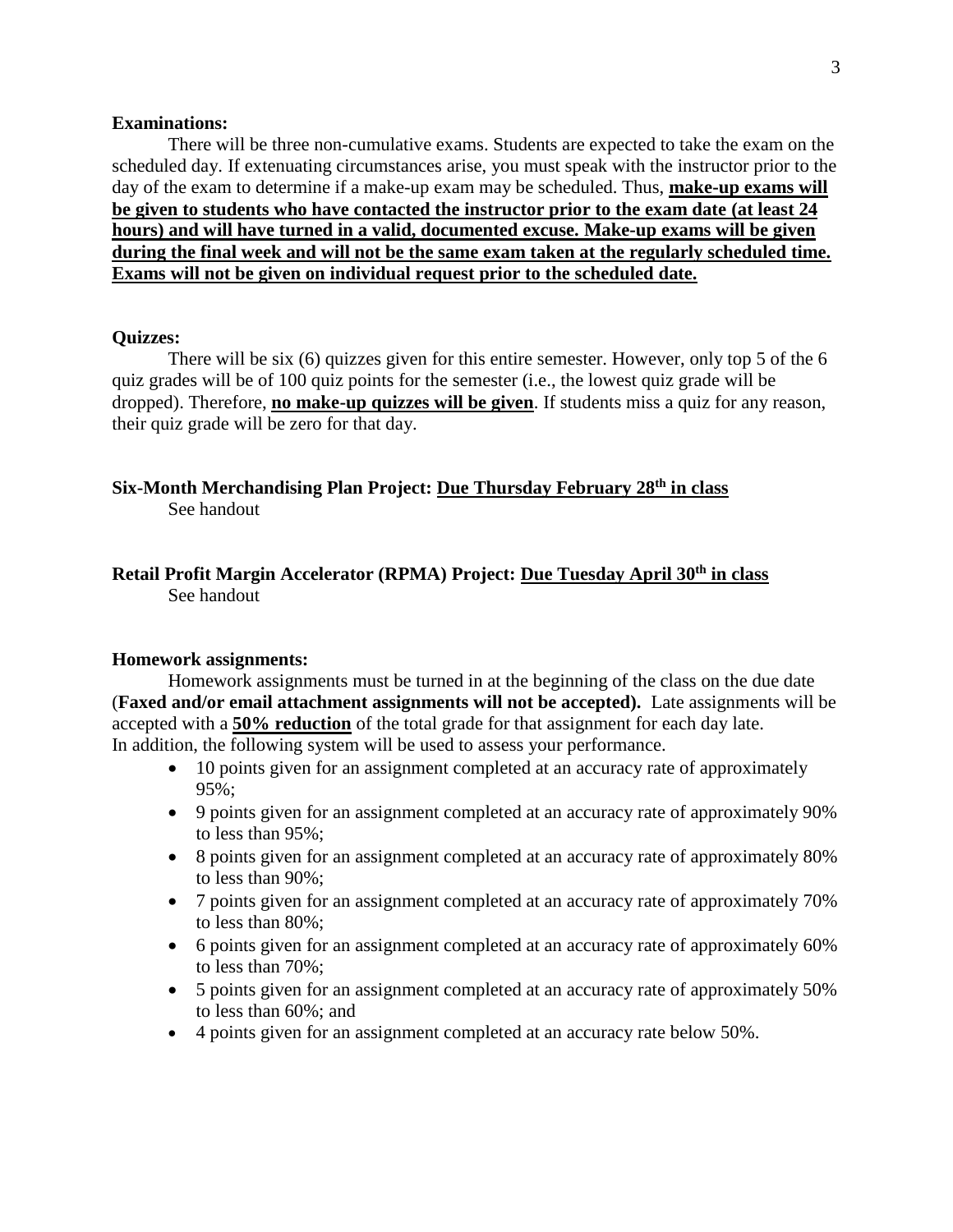**Examinations:**

There will be three non-cumulative exams. Students are expected to take the exam on the scheduled day. If extenuating circumstances arise, you must speak with the instructor prior to the day of the exam to determine if a make-up exam may be scheduled. Thus, **make-up exams will be given to students who have contacted the instructor prior to the exam date (at least 24 hours) and will have turned in a valid, documented excuse. Make-up exams will be given during the final week and will not be the same exam taken at the regularly scheduled time. Exams will not be given on individual request prior to the scheduled date.**

**Quizzes:**

There will be six (6) quizzes given for this entire semester. However, only top 5 of the 6 quiz grades will be of 100 quiz points for the semester (i.e., the lowest quiz grade will be dropped). Therefore, **no make-up quizzes will be given**. If students miss a quiz for any reason, their quiz grade will be zero for that day.

**Six-Month Merchandising Plan Project: Due Thursday February 28th in class**

See handout

**Retail Profit Margin Accelerator (RPMA) Project: Due Tuesday April 30th in class**

See handout

**Homework assignments:**

Homework assignments must be turned in at the beginning of the class on the due date (**Faxed and/or email attachment assignments will not be accepted).** Late assignments will be accepted with a **50% reduction** of the total grade for that assignment for each day late. In addition, the following system will be used to assess your performance.

- 10 points given for an assignment completed at an accuracy rate of approximately 95%;
- 9 points given for an assignment completed at an accuracy rate of approximately 90% to less than 95%;
- 8 points given for an assignment completed at an accuracy rate of approximately 80% to less than 90%;
- 7 points given for an assignment completed at an accuracy rate of approximately 70% to less than 80%;
- 6 points given for an assignment completed at an accuracy rate of approximately 60% to less than 70%;
- 5 points given for an assignment completed at an accuracy rate of approximately 50% to less than 60%; and
- 4 points given for an assignment completed at an accuracy rate below 50%.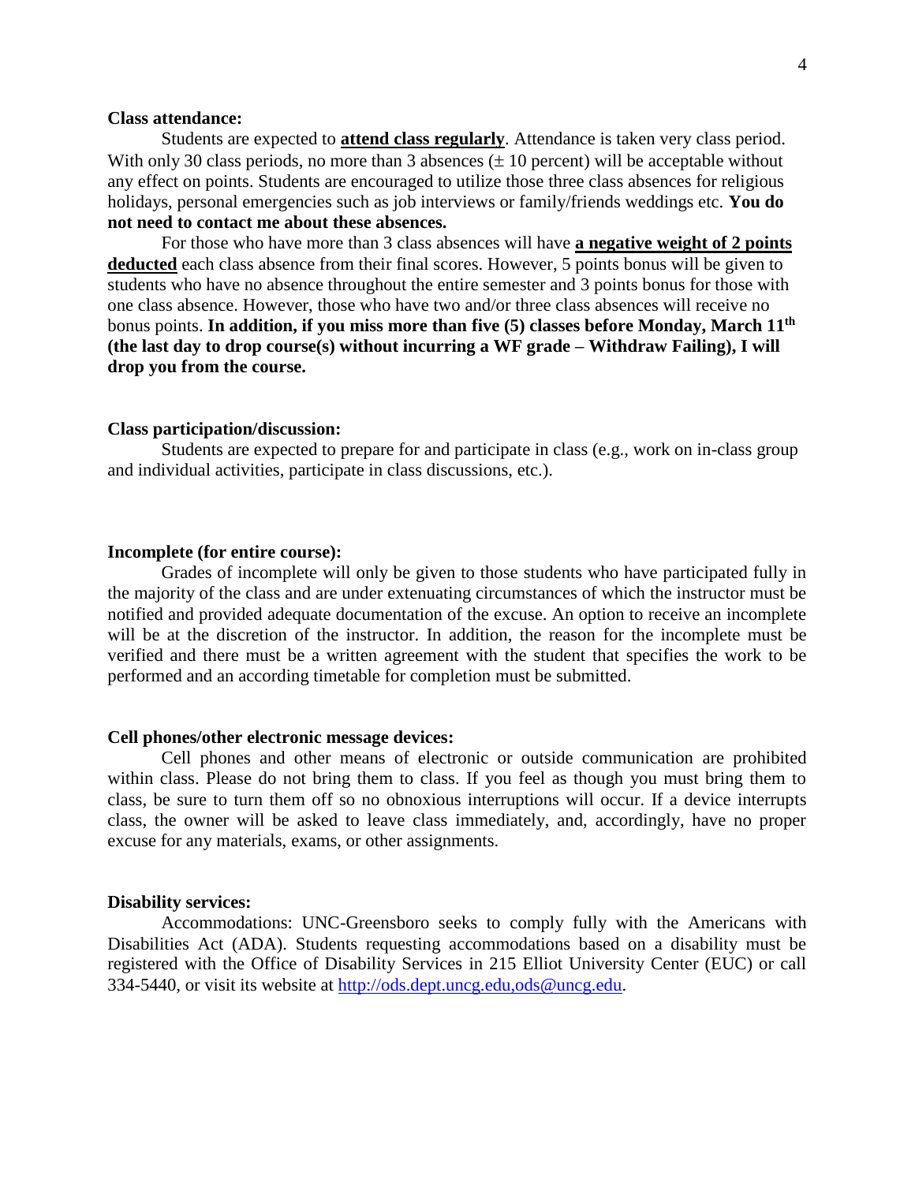**Class attendance:**

Students are expected to **attend class regularly**. Attendance is taken very class period. With only 30 class periods, no more than 3 absences (± 10 percent) will be acceptable without any effect on points. Students are encouraged to utilize those three class absences for religious holidays, personal emergencies such as job interviews or family/friends weddings etc. **You do not need to contact me about these absences.**

For those who have more than 3 class absences will have **a negative weight of 2 points deducted** each class absence from their final scores. However, 5 points bonus will be given to students who have no absence throughout the entire semester and 3 points bonus for those with one class absence. However, those who have two and/or three class absences will receive no bonus points. **In addition, if you miss more than five (5) classes before Monday, March 11th (the last day to drop course(s) without incurring a WF grade – Withdraw Failing), I will drop you from the course.**

**Class participation/discussion:**

Students are expected to prepare for and participate in class (e.g., work on in-class group and individual activities, participate in class discussions, etc.).

**Incomplete (for entire course):**

Grades of incomplete will only be given to those students who have participated fully in the majority of the class and are under extenuating circumstances of which the instructor must be notified and provided adequate documentation of the excuse. An option to receive an incomplete will be at the discretion of the instructor. In addition, the reason for the incomplete must be verified and there must be a written agreement with the student that specifies the work to be performed and an according timetable for completion must be submitted.

**Cell phones/other electronic message devices:**

Cell phones and other means of electronic or outside communication are prohibited within class. Please do not bring them to class. If you feel as though you must bring them to class, be sure to turn them off so no obnoxious interruptions will occur. If a device interrupts class, the owner will be asked to leave class immediately, and, accordingly, have no proper excuse for any materials, exams, or other assignments.

**Disability services:**

Accommodations: UNC-Greensboro seeks to comply fully with the Americans with Disabilities Act (ADA). Students requesting accommodations based on a disability must be registered with the Office of Disability Services in 215 Elliot University Center (EUC) or call 334-5440, or visit its website at http://ods.dept.uncg.edu,ods@uncg.edu.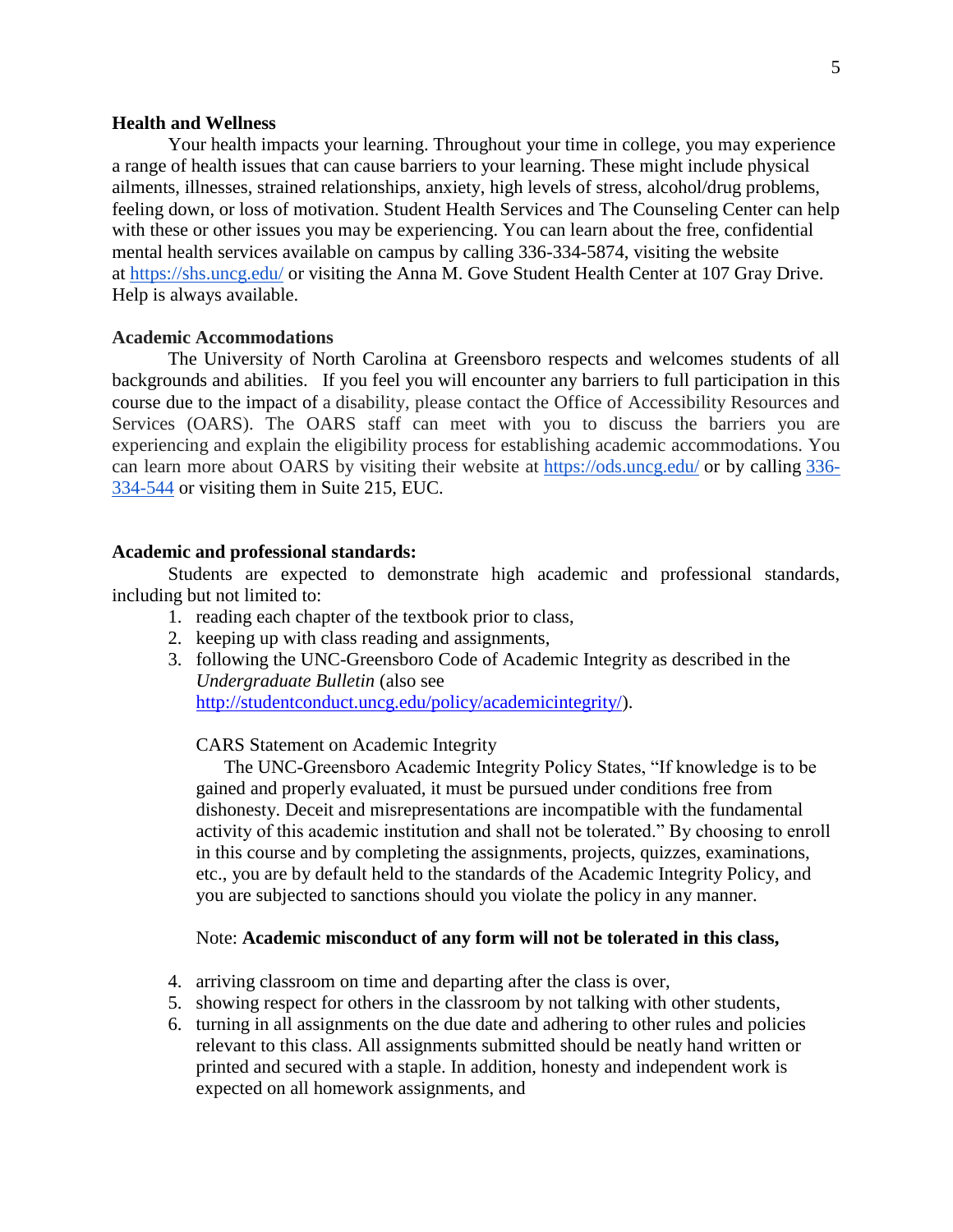**Health and Wellness**

Your health impacts your learning. Throughout your time in college, you may experience a range of health issues that can cause barriers to your learning. These might include physical ailments, illnesses, strained relationships, anxiety, high levels of stress, alcohol/drug problems, feeling down, or loss of motivation. Student Health Services and The Counseling Center can help with these or other issues you may be experiencing. You can learn about the free, confidential mental health services available on campus by calling 336-334-5874, visiting the website at https://shs.uncg.edu/ or visiting the Anna M. Gove Student Health Center at 107 Gray Drive. Help is always available.

**Academic Accommodations**

The University of North Carolina at Greensboro respects and welcomes students of all backgrounds and abilities. If you feel you will encounter any barriers to full participation in this course due to the impact of a disability, please contact the Office of Accessibility Resources and Services (OARS). The OARS staff can meet with you to discuss the barriers you are experiencing and explain the eligibility process for establishing academic accommodations. You can learn more about OARS by visiting their website at https://ods.uncg.edu/ or by calling 336-334-544 or visiting them in Suite 215, EUC.

**Academic and professional standards:**

Students are expected to demonstrate high academic and professional standards, including but not limited to:

1. reading each chapter of the textbook prior to class,
2. keeping up with class reading and assignments,
3. following the UNC-Greensboro Code of Academic Integrity as described in the *Undergraduate Bulletin* (also see http://studentconduct.uncg.edu/policy/academicintegrity/).

   CARS Statement on Academic Integrity

   The UNC-Greensboro Academic Integrity Policy States, "If knowledge is to be gained and properly evaluated, it must be pursued under conditions free from dishonesty. Deceit and misrepresentations are incompatible with the fundamental activity of this academic institution and shall not be tolerated." By choosing to enroll in this course and by completing the assignments, projects, quizzes, examinations, etc., you are by default held to the standards of the Academic Integrity Policy, and you are subjected to sanctions should you violate the policy in any manner.

   Note: **Academic misconduct of any form will not be tolerated in this class,**

4. arriving classroom on time and departing after the class is over,
5. showing respect for others in the classroom by not talking with other students,
6. turning in all assignments on the due date and adhering to other rules and policies relevant to this class. All assignments submitted should be neatly hand written or printed and secured with a staple. In addition, honesty and independent work is expected on all homework assignments, and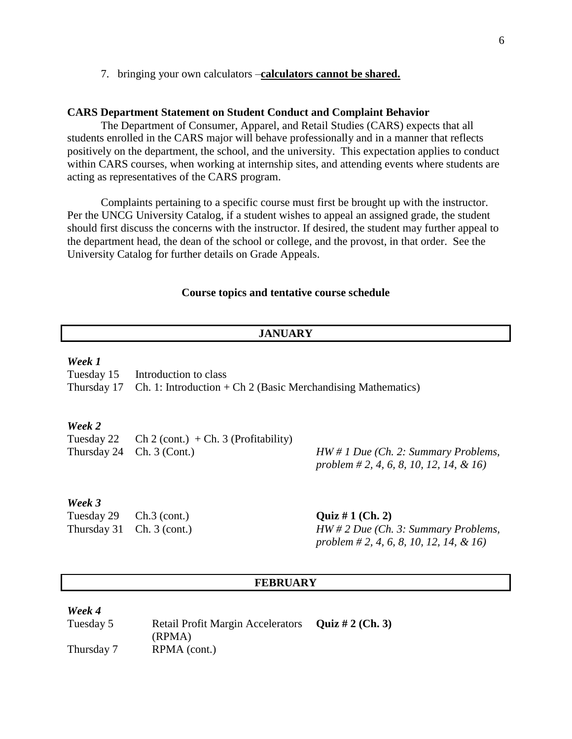7. bringing your own calculators –**calculators cannot be shared.**

**CARS Department Statement on Student Conduct and Complaint Behavior**

The Department of Consumer, Apparel, and Retail Studies (CARS) expects that all students enrolled in the CARS major will behave professionally and in a manner that reflects positively on the department, the school, and the university. This expectation applies to conduct within CARS courses, when working at internship sites, and attending events where students are acting as representatives of the CARS program.

Complaints pertaining to a specific course must first be brought up with the instructor. Per the UNCG University Catalog, if a student wishes to appeal an assigned grade, the student should first discuss the concerns with the instructor. If desired, the student may further appeal to the department head, the dean of the school or college, and the provost, in that order. See the University Catalog for further details on Grade Appeals.

**Course topics and tentative course schedule**

## JANUARY

***Week 1***

| | | |
|---|---|---|
| Tuesday 15 | Introduction to class | |
| Thursday 17 | Ch. 1: Introduction + Ch 2 (Basic Merchandising Mathematics) | |

***Week 2***

| | | |
|---|---|---|
| Tuesday 22 | Ch 2 (cont.) + Ch. 3 (Profitability) | |
| Thursday 24 | Ch. 3 (Cont.) | *HW # 1 Due (Ch. 2: Summary Problems, problem # 2, 4, 6, 8, 10, 12, 14, & 16)* |

***Week 3***

| | | |
|---|---|---|
| Tuesday 29 | Ch.3 (cont.) | **Quiz # 1 (Ch. 2)** |
| Thursday 31 | Ch. 3 (cont.) | *HW # 2 Due (Ch. 3: Summary Problems, problem # 2, 4, 6, 8, 10, 12, 14, & 16)* |

## FEBRUARY

***Week 4***

| | | |
|---|---|---|
| Tuesday 5 | Retail Profit Margin Accelerators (RPMA) | **Quiz # 2 (Ch. 3)** |
| Thursday 7 | RPMA (cont.) | |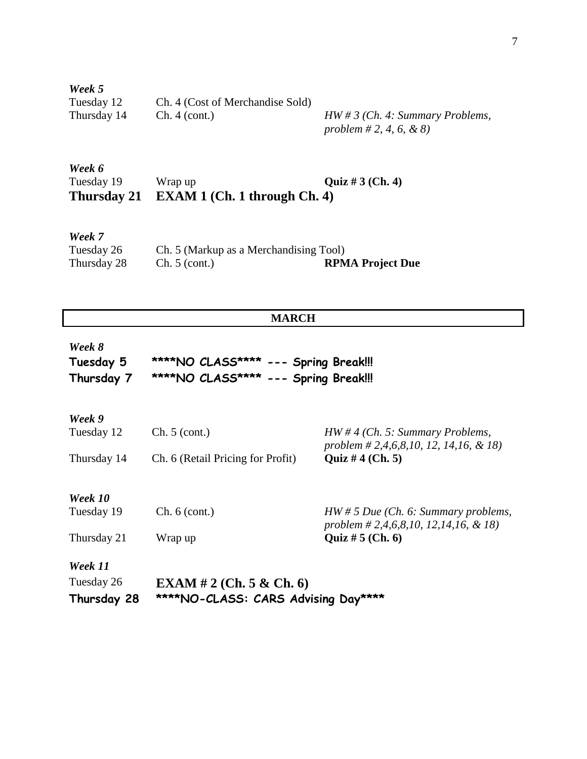*Week 5*

| | | |
|---|---|---|
| Tuesday 12 | Ch. 4 (Cost of Merchandise Sold) | |
| Thursday 14 | Ch. 4 (cont.) | *HW # 3 (Ch. 4: Summary Problems, problem # 2, 4, 6, & 8)* |

*Week 6*

| | | |
|---|---|---|
| Tuesday 19 | Wrap up | **Quiz # 3 (Ch. 4)** |
| **Thursday 21** | **EXAM 1 (Ch. 1 through Ch. 4)** | |

*Week 7*

| | | |
|---|---|---|
| Tuesday 26 | Ch. 5 (Markup as a Merchandising Tool) | |
| Thursday 28 | Ch. 5 (cont.) | **RPMA Project Due** |

## MARCH

*Week 8*

| | |
|---|---|
| **Tuesday 5** | **\*\*\*\*NO CLASS\*\*\*\* --- Spring Break!!!** |
| **Thursday 7** | **\*\*\*\*NO CLASS\*\*\*\* --- Spring Break!!!** |

*Week 9*

| | | |
|---|---|---|
| Tuesday 12 | Ch. 5 (cont.) | *HW # 4 (Ch. 5: Summary Problems, problem # 2,4,6,8,10, 12, 14,16, & 18)* |
| Thursday 14 | Ch. 6 (Retail Pricing for Profit) | **Quiz # 4 (Ch. 5)** |

*Week 10*

| | | |
|---|---|---|
| Tuesday 19 | Ch. 6 (cont.) | *HW # 5 Due (Ch. 6: Summary problems, problem # 2,4,6,8,10, 12,14,16, & 18)* |
| Thursday 21 | Wrap up | **Quiz # 5 (Ch. 6)** |

*Week 11*

| | |
|---|---|
| Tuesday 26 | **EXAM # 2 (Ch. 5 & Ch. 6)** |
| **Thursday 28** | **\*\*\*\*NO-CLASS: CARS Advising Day\*\*\*\*** |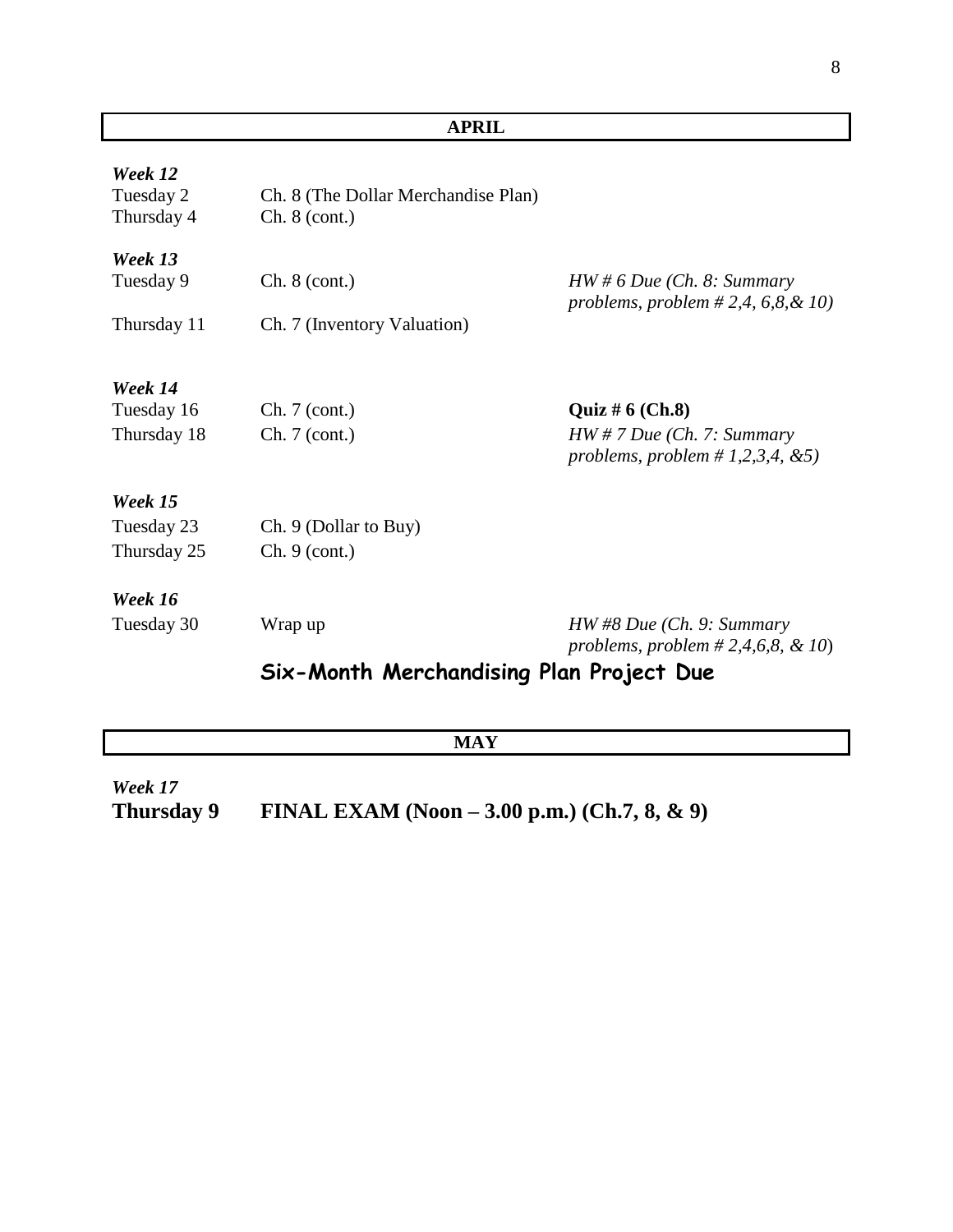## APRIL

| | | |
|---|---|---|
| ***Week 12*** | | |
| Tuesday 2 | Ch. 8 (The Dollar Merchandise Plan) | |
| Thursday 4 | Ch. 8 (cont.) | |
| ***Week 13*** | | |
| Tuesday 9 | Ch. 8 (cont.) | *HW # 6 Due (Ch. 8: Summary problems, problem # 2,4, 6,8,& 10)* |
| Thursday 11 | Ch. 7 (Inventory Valuation) | |
| ***Week 14*** | | |
| Tuesday 16 | Ch. 7 (cont.) | **Quiz # 6 (Ch.8)** |
| Thursday 18 | Ch. 7 (cont.) | *HW # 7 Due (Ch. 7: Summary problems, problem # 1,2,3,4, &5)* |
| ***Week 15*** | | |
| Tuesday 23 | Ch. 9 (Dollar to Buy) | |
| Thursday 25 | Ch. 9 (cont.) | |
| ***Week 16*** | | |
| Tuesday 30 | Wrap up | *HW #8 Due (Ch. 9: Summary problems, problem # 2,4,6,8, & 10)* |

**Six-Month Merchandising Plan Project Due**

## MAY

***Week 17***

**Thursday 9 FINAL EXAM (Noon – 3.00 p.m.) (Ch.7, 8, & 9)**